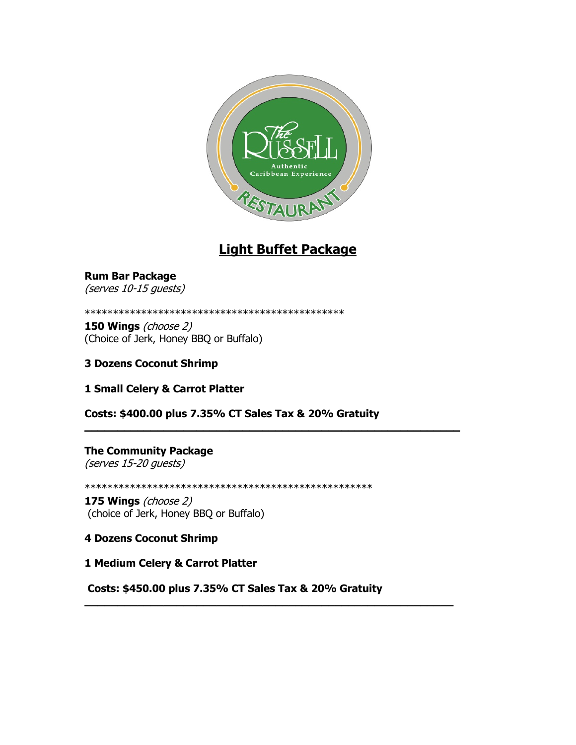# Light Buffet Package

**Rum Bar Package**
*(serves 10-15 guests)*

**********************************************

**150 Wings** *(choose 2)*
(Choice of Jerk, Honey BBQ or Buffalo)

**3 Dozens Coconut Shrimp**

**1 Small Celery & Carrot Platter**

**Costs: $400.00 plus 7.35% CT Sales Tax & 20% Gratuity**

---

**The Community Package**
*(serves 15-20 guests)*

***************************************************

**175 Wings** *(choose 2)*
(choice of Jerk, Honey BBQ or Buffalo)

**4 Dozens Coconut Shrimp**

**1 Medium Celery & Carrot Platter**

**Costs: $450.00 plus 7.35% CT Sales Tax & 20% Gratuity**

---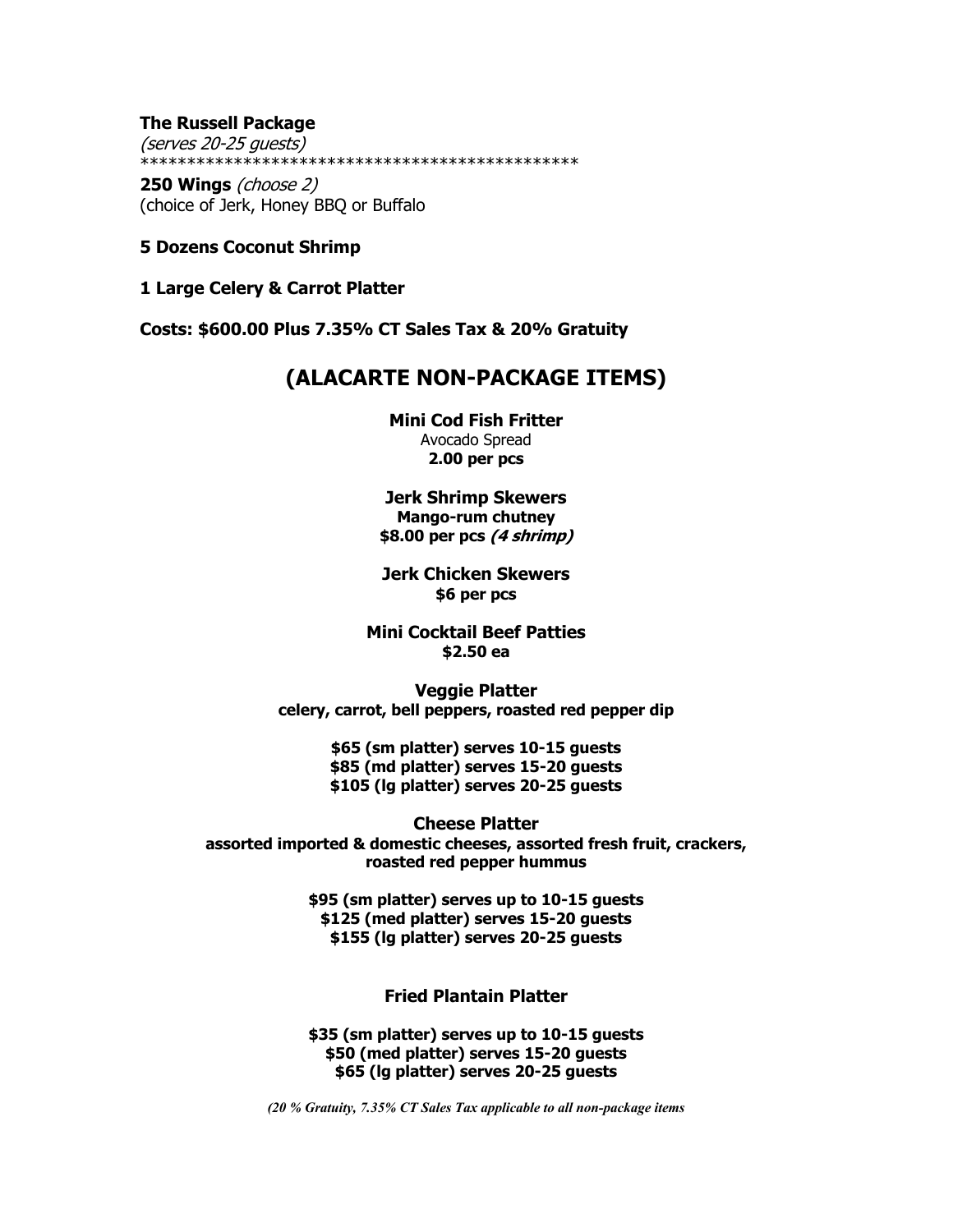**The Russell Package**
*(serves 20-25 guests)*
**********************************************

**250 Wings** *(choose 2)*
(choice of Jerk, Honey BBQ or Buffalo

**5 Dozens Coconut Shrimp**

**1 Large Celery & Carrot Platter**

**Costs: $600.00 Plus 7.35% CT Sales Tax & 20% Gratuity**

## (ALACARTE NON-PACKAGE ITEMS)

**Mini Cod Fish Fritter**
Avocado Spread
**2.00 per pcs**

**Jerk Shrimp Skewers**
**Mango-rum chutney**
**$8.00 per pcs *(4 shrimp)***

**Jerk Chicken Skewers**
**$6 per pcs**

**Mini Cocktail Beef Patties**
**$2.50 ea**

**Veggie Platter**
**celery, carrot, bell peppers, roasted red pepper dip**

**$65 (sm platter) serves 10-15 guests**
**$85 (md platter) serves 15-20 guests**
**$105 (lg platter) serves 20-25 guests**

**Cheese Platter**
**assorted imported & domestic cheeses, assorted fresh fruit, crackers, roasted red pepper hummus**

**$95 (sm platter) serves up to 10-15 guests**
**$125 (med platter) serves 15-20 guests**
**$155 (lg platter) serves 20-25 guests**

**Fried Plantain Platter**

**$35 (sm platter) serves up to 10-15 guests**
**$50 (med platter) serves 15-20 guests**
**$65 (lg platter) serves 20-25 guests**

***(20 % Gratuity, 7.35% CT Sales Tax applicable to all non-package items***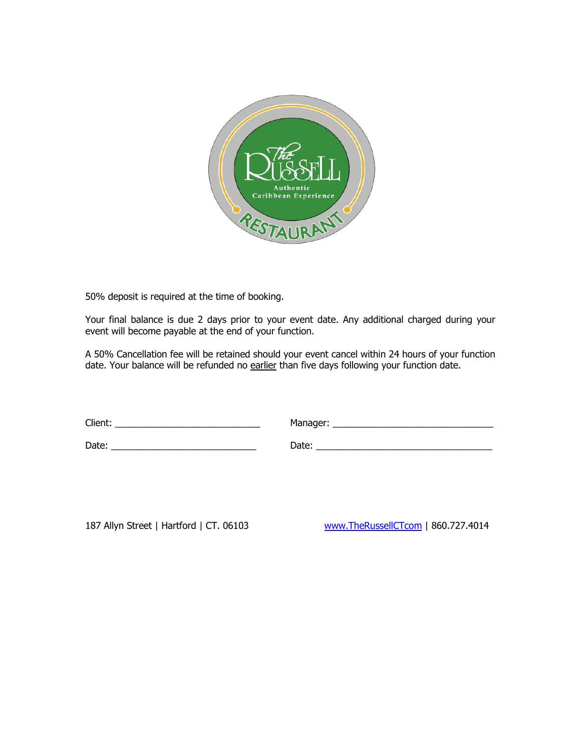50% deposit is required at the time of booking.

Your final balance is due 2 days prior to your event date. Any additional charged during your event will become payable at the end of your function.

A 50% Cancellation fee will be retained should your event cancel within 24 hours of your function date. Your balance will be refunded no earlier than five days following your function date.

Client: ____________________________ Manager: ______________________________

Date: ____________________________ Date: _________________________________

187 Allyn Street | Hartford | CT. 06103 www.TheRussellCTcom | 860.727.4014